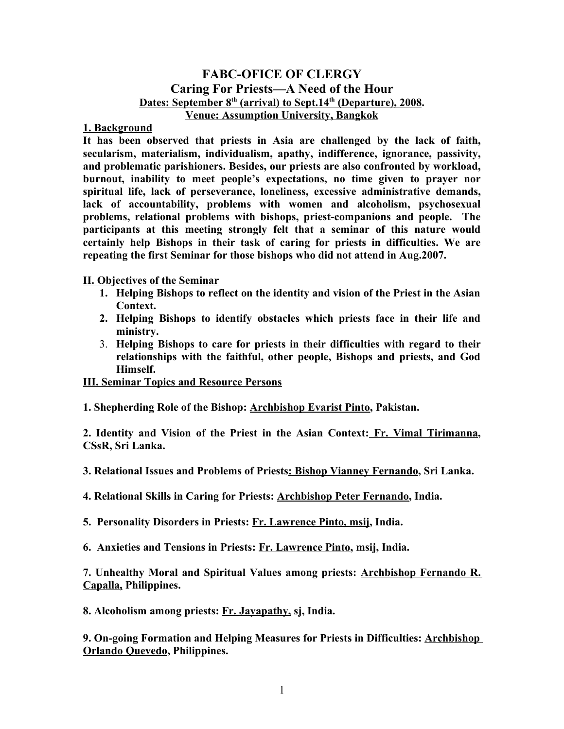# FABC-OFICE OF CLERGY

## Caring For Priests—A Need of the Hour

**Dates: September 8th (arrival) to Sept.14th (Departure), 2008.**

**Venue: Assumption University, Bangkok**

### 1. Background

**It has been observed that priests in Asia are challenged by the lack of faith, secularism, materialism, individualism, apathy, indifference, ignorance, passivity, and problematic parishioners. Besides, our priests are also confronted by workload, burnout, inability to meet people's expectations, no time given to prayer nor spiritual life, lack of perseverance, loneliness, excessive administrative demands, lack of accountability, problems with women and alcoholism, psychosexual problems, relational problems with bishops, priest-companions and people. The participants at this meeting strongly felt that a seminar of this nature would certainly help Bishops in their task of caring for priests in difficulties. We are repeating the first Seminar for those bishops who did not attend in Aug.2007.**

### II. Objectives of the Seminar

1. **Helping Bishops to reflect on the identity and vision of the Priest in the Asian Context.**
2. **Helping Bishops to identify obstacles which priests face in their life and ministry.**
3. **Helping Bishops to care for priests in their difficulties with regard to their relationships with the faithful, other people, Bishops and priests, and God Himself.**

### III. Seminar Topics and Resource Persons

**1. Shepherding Role of the Bishop: Archbishop Evarist Pinto, Pakistan.**

**2. Identity and Vision of the Priest in the Asian Context: Fr. Vimal Tirimanna, CSsR, Sri Lanka.**

**3. Relational Issues and Problems of Priests: Bishop Vianney Fernando, Sri Lanka.**

**4. Relational Skills in Caring for Priests: Archbishop Peter Fernando, India.**

**5. Personality Disorders in Priests: Fr. Lawrence Pinto, msij, India.**

**6. Anxieties and Tensions in Priests: Fr. Lawrence Pinto, msij, India.**

**7. Unhealthy Moral and Spiritual Values among priests: Archbishop Fernando R. Capalla, Philippines.**

**8. Alcoholism among priests: Fr. Jayapathy, sj, India.**

**9. On-going Formation and Helping Measures for Priests in Difficulties: Archbishop Orlando Quevedo, Philippines.**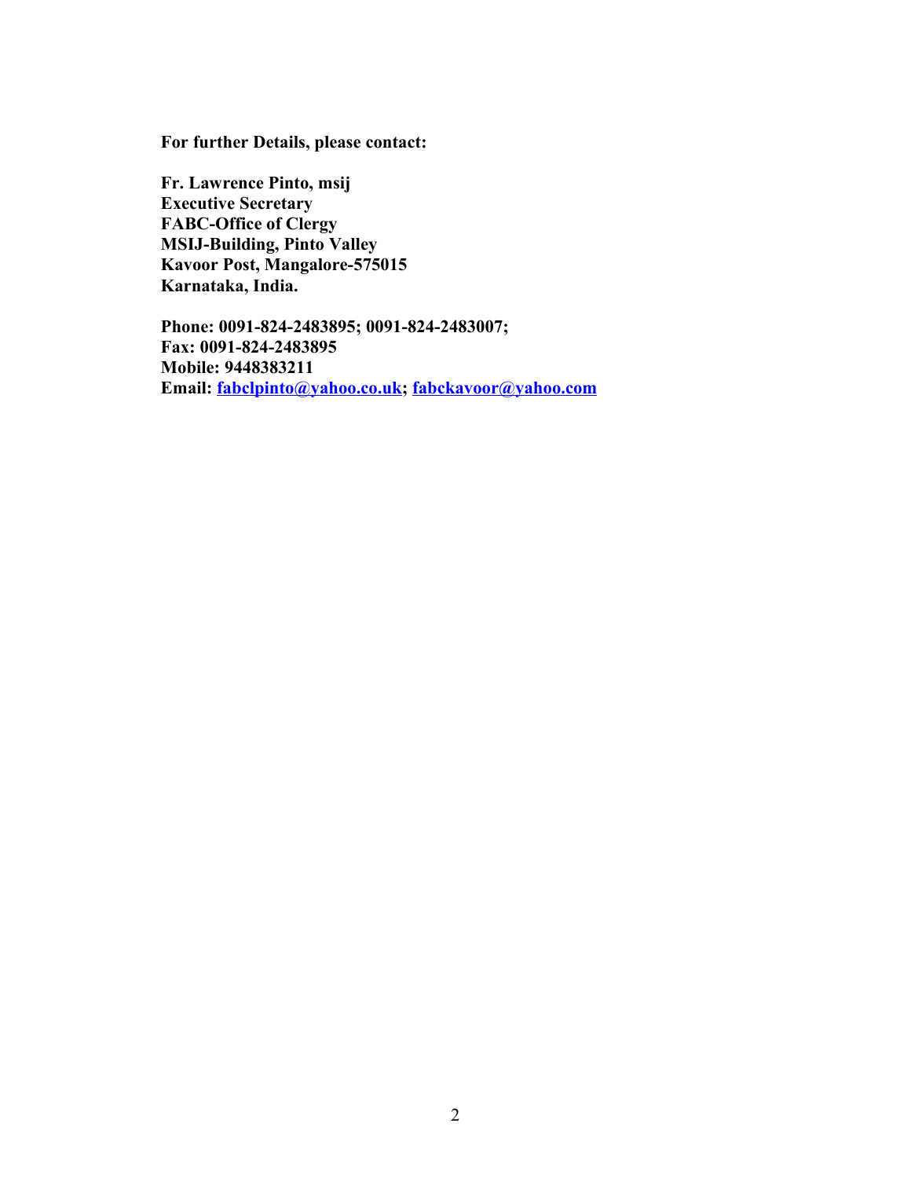**For further Details, please contact:**

**Fr. Lawrence Pinto, msij**
**Executive Secretary**
**FABC-Office of Clergy**
**MSIJ-Building, Pinto Valley**
**Kavoor Post, Mangalore-575015**
**Karnataka, India.**

**Phone: 0091-824-2483895; 0091-824-2483007;**
**Fax: 0091-824-2483895**
**Mobile: 9448383211**
**Email: fabclpinto@yahoo.co.uk; fabckavoor@yahoo.com**